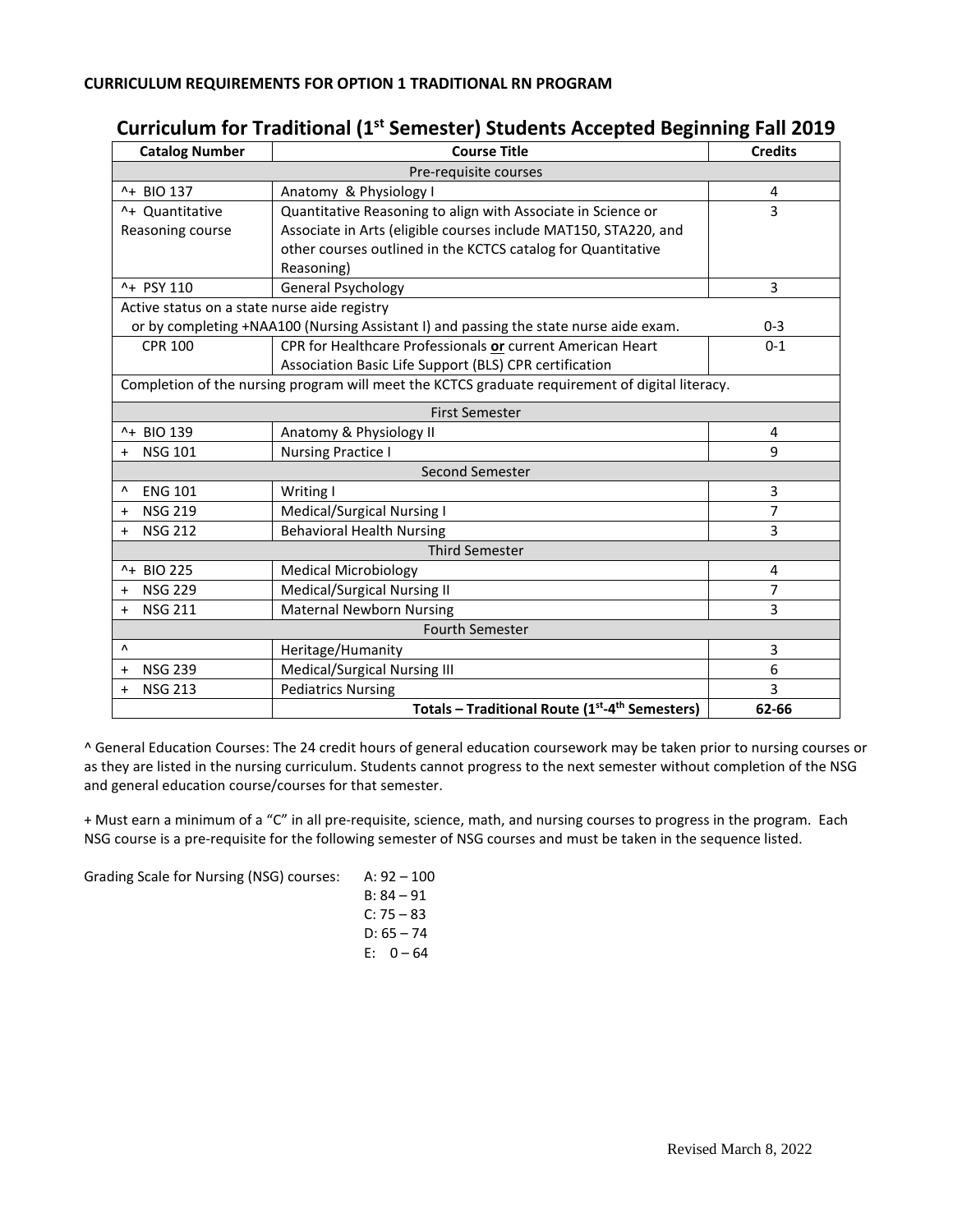**CURRICULUM REQUIREMENTS FOR OPTION 1 TRADITIONAL RN PROGRAM**

## Curriculum for Traditional (1st Semester) Students Accepted Beginning Fall 2019

| Catalog Number | Course Title | Credits |
|---|---|---|
| Pre-requisite courses | | |
| ^+ BIO 137 | Anatomy & Physiology I | 4 |
| ^+ Quantitative Reasoning course | Quantitative Reasoning to align with Associate in Science or Associate in Arts (eligible courses include MAT150, STA220, and other courses outlined in the KCTCS catalog for Quantitative Reasoning) | 3 |
| ^+ PSY 110 | General Psychology | 3 |
| Active status on a state nurse aide registry or by completing +NAA100 (Nursing Assistant I) and passing the state nurse aide exam. | | 0-3 |
| CPR 100 | CPR for Healthcare Professionals **or** current American Heart Association Basic Life Support (BLS) CPR certification | 0-1 |
| Completion of the nursing program will meet the KCTCS graduate requirement of digital literacy. | | |
| First Semester | | |
| ^+ BIO 139 | Anatomy & Physiology II | 4 |
| + NSG 101 | Nursing Practice I | 9 |
| Second Semester | | |
| ^ ENG 101 | Writing I | 3 |
| + NSG 219 | Medical/Surgical Nursing I | 7 |
| + NSG 212 | Behavioral Health Nursing | 3 |
| Third Semester | | |
| ^+ BIO 225 | Medical Microbiology | 4 |
| + NSG 229 | Medical/Surgical Nursing II | 7 |
| + NSG 211 | Maternal Newborn Nursing | 3 |
| Fourth Semester | | |
| ^ | Heritage/Humanity | 3 |
| + NSG 239 | Medical/Surgical Nursing III | 6 |
| + NSG 213 | Pediatrics Nursing | 3 |
| | **Totals – Traditional Route (1st-4th Semesters)** | **62-66** |

^ General Education Courses: The 24 credit hours of general education coursework may be taken prior to nursing courses or as they are listed in the nursing curriculum. Students cannot progress to the next semester without completion of the NSG and general education course/courses for that semester.

+ Must earn a minimum of a "C" in all pre-requisite, science, math, and nursing courses to progress in the program. Each NSG course is a pre-requisite for the following semester of NSG courses and must be taken in the sequence listed.

Grading Scale for Nursing (NSG) courses:

- A: 92 – 100
- B: 84 – 91
- C: 75 – 83
- D: 65 – 74
- E: 0 – 64

Revised March 8, 2022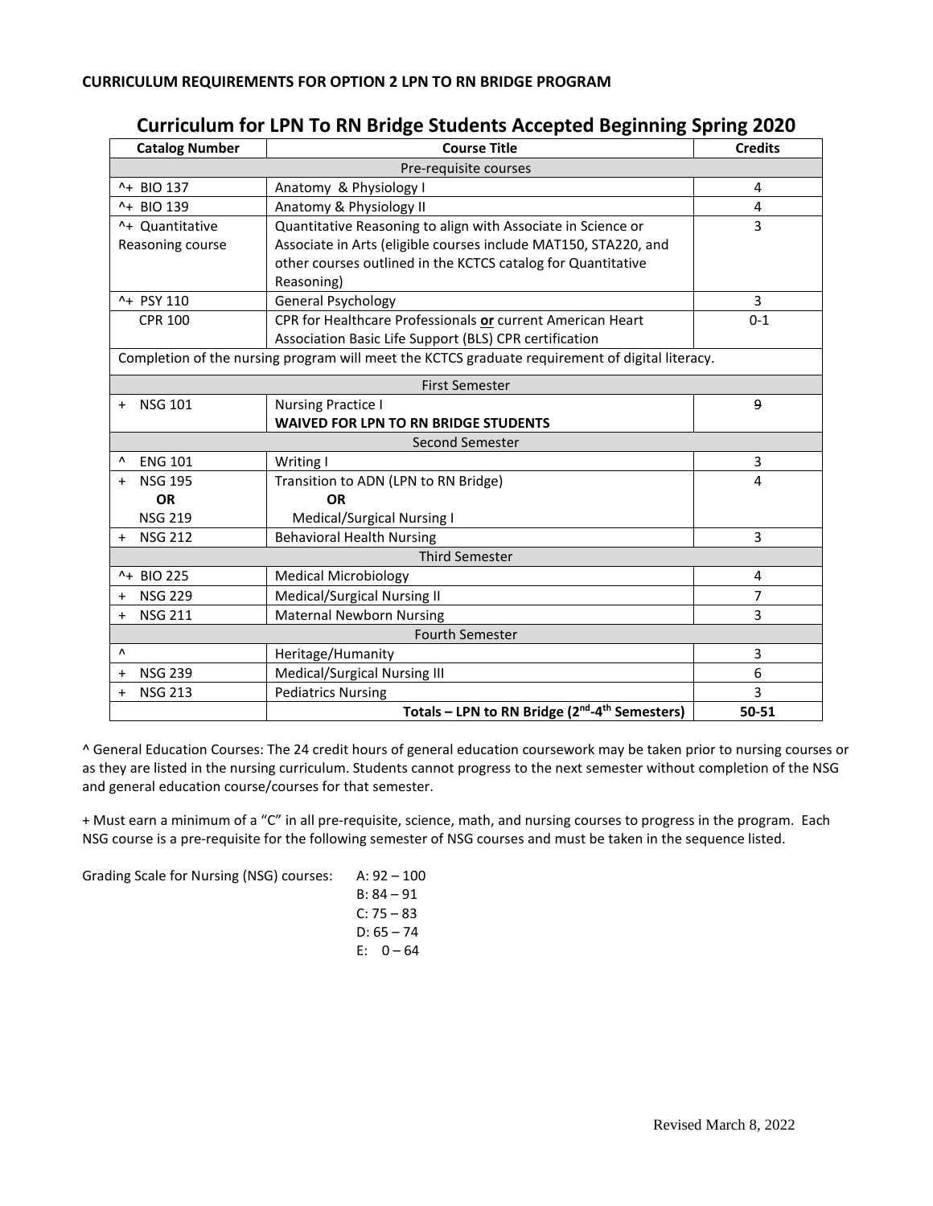**CURRICULUM REQUIREMENTS FOR OPTION 2 LPN TO RN BRIDGE PROGRAM**

## Curriculum for LPN To RN Bridge Students Accepted Beginning Spring 2020

| Catalog Number | Course Title | Credits |
|---|---|---|
| Pre-requisite courses | | |
| ^+ BIO 137 | Anatomy & Physiology I | 4 |
| ^+ BIO 139 | Anatomy & Physiology II | 4 |
| ^+ Quantitative Reasoning course | Quantitative Reasoning to align with Associate in Science or Associate in Arts (eligible courses include MAT150, STA220, and other courses outlined in the KCTCS catalog for Quantitative Reasoning) | 3 |
| ^+ PSY 110 | General Psychology | 3 |
| CPR 100 | CPR for Healthcare Professionals **or** current American Heart Association Basic Life Support (BLS) CPR certification | 0-1 |
| Completion of the nursing program will meet the KCTCS graduate requirement of digital literacy. | | |
| First Semester | | |
| + NSG 101 | Nursing Practice I **WAIVED FOR LPN TO RN BRIDGE STUDENTS** | ~~9~~ |
| Second Semester | | |
| ^ ENG 101 | Writing I | 3 |
| + NSG 195 **OR** NSG 219 | Transition to ADN (LPN to RN Bridge) **OR** Medical/Surgical Nursing I | 4 |
| + NSG 212 | Behavioral Health Nursing | 3 |
| Third Semester | | |
| ^+ BIO 225 | Medical Microbiology | 4 |
| + NSG 229 | Medical/Surgical Nursing II | 7 |
| + NSG 211 | Maternal Newborn Nursing | 3 |
| Fourth Semester | | |
| ^ | Heritage/Humanity | 3 |
| + NSG 239 | Medical/Surgical Nursing III | 6 |
| + NSG 213 | Pediatrics Nursing | 3 |
| | **Totals – LPN to RN Bridge (2nd-4th Semesters)** | **50-51** |

^ General Education Courses: The 24 credit hours of general education coursework may be taken prior to nursing courses or as they are listed in the nursing curriculum. Students cannot progress to the next semester without completion of the NSG and general education course/courses for that semester.

+ Must earn a minimum of a "C" in all pre-requisite, science, math, and nursing courses to progress in the program. Each NSG course is a pre-requisite for the following semester of NSG courses and must be taken in the sequence listed.

Grading Scale for Nursing (NSG) courses:

A: 92 – 100
B: 84 – 91
C: 75 – 83
D: 65 – 74
E: 0 – 64

Revised March 8, 2022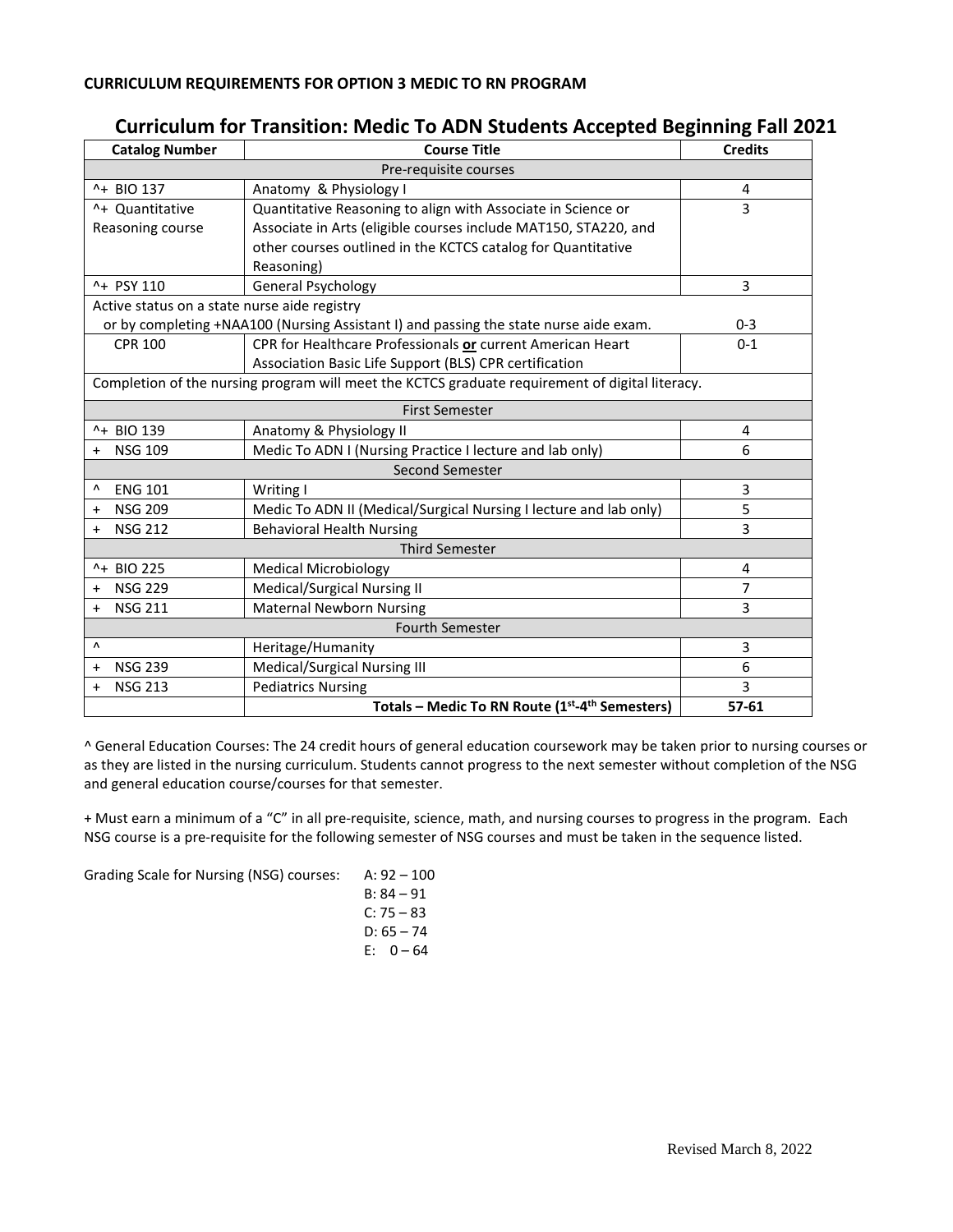**CURRICULUM REQUIREMENTS FOR OPTION 3 MEDIC TO RN PROGRAM**

## Curriculum for Transition: Medic To ADN Students Accepted Beginning Fall 2021

| Catalog Number | Course Title | Credits |
|---|---|---|
| Pre-requisite courses | | |
| ^+ BIO 137 | Anatomy & Physiology I | 4 |
| ^+ Quantitative Reasoning course | Quantitative Reasoning to align with Associate in Science or Associate in Arts (eligible courses include MAT150, STA220, and other courses outlined in the KCTCS catalog for Quantitative Reasoning) | 3 |
| ^+ PSY 110 | General Psychology | 3 |
| Active status on a state nurse aide registry or by completing +NAA100 (Nursing Assistant I) and passing the state nurse aide exam. | | 0-3 |
| CPR 100 | CPR for Healthcare Professionals **or** current American Heart Association Basic Life Support (BLS) CPR certification | 0-1 |
| Completion of the nursing program will meet the KCTCS graduate requirement of digital literacy. | | |
| First Semester | | |
| ^+ BIO 139 | Anatomy & Physiology II | 4 |
| + NSG 109 | Medic To ADN I (Nursing Practice I lecture and lab only) | 6 |
| Second Semester | | |
| ^ ENG 101 | Writing I | 3 |
| + NSG 209 | Medic To ADN II (Medical/Surgical Nursing I lecture and lab only) | 5 |
| + NSG 212 | Behavioral Health Nursing | 3 |
| Third Semester | | |
| ^+ BIO 225 | Medical Microbiology | 4 |
| + NSG 229 | Medical/Surgical Nursing II | 7 |
| + NSG 211 | Maternal Newborn Nursing | 3 |
| Fourth Semester | | |
| ^ | Heritage/Humanity | 3 |
| + NSG 239 | Medical/Surgical Nursing III | 6 |
| + NSG 213 | Pediatrics Nursing | 3 |
| | **Totals – Medic To RN Route (1st-4th Semesters)** | **57-61** |

^ General Education Courses: The 24 credit hours of general education coursework may be taken prior to nursing courses or as they are listed in the nursing curriculum. Students cannot progress to the next semester without completion of the NSG and general education course/courses for that semester.

+ Must earn a minimum of a "C" in all pre-requisite, science, math, and nursing courses to progress in the program. Each NSG course is a pre-requisite for the following semester of NSG courses and must be taken in the sequence listed.

Grading Scale for Nursing (NSG) courses:

A: 92 – 100
B: 84 – 91
C: 75 – 83
D: 65 – 74
E: 0 – 64

Revised March 8, 2022